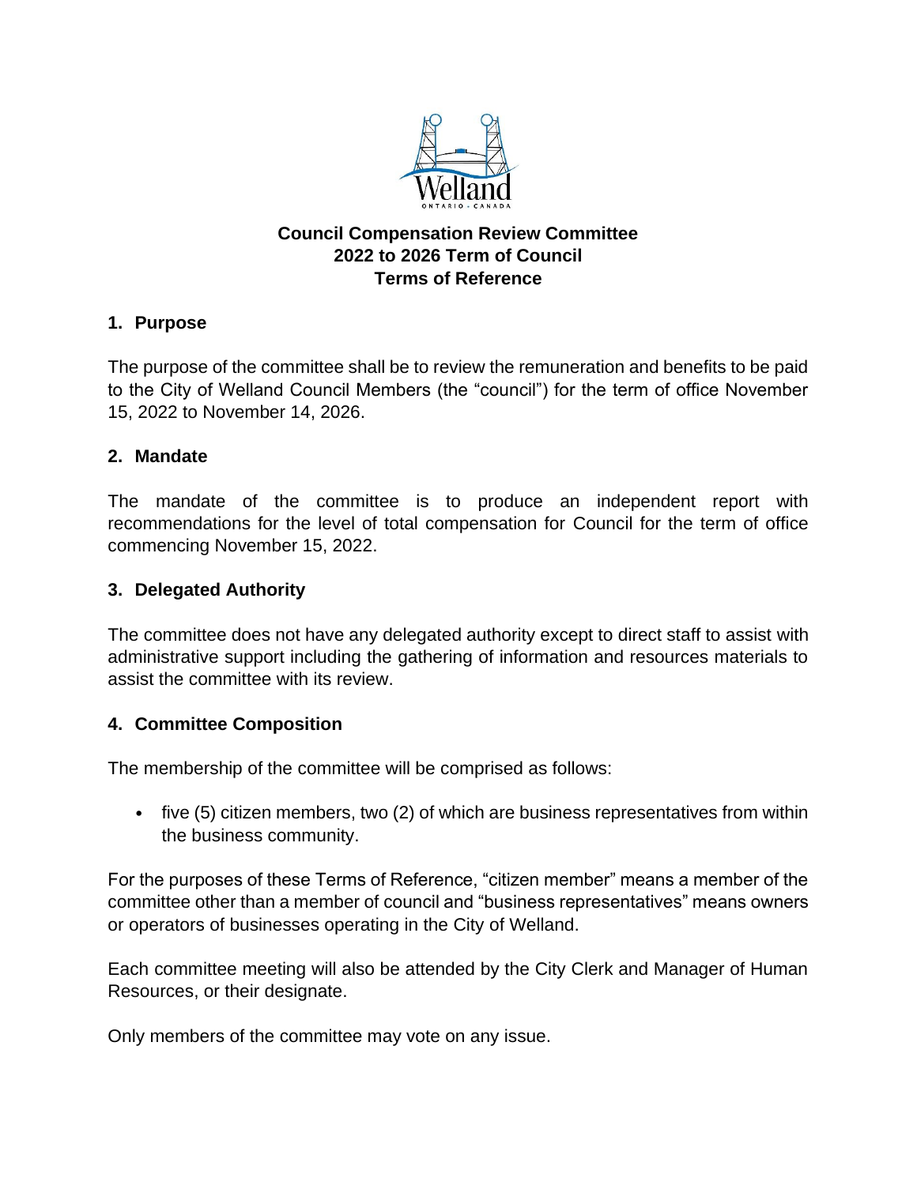# Council Compensation Review Committee
# 2022 to 2026 Term of Council
# Terms of Reference

## 1. Purpose

The purpose of the committee shall be to review the remuneration and benefits to be paid to the City of Welland Council Members (the "council") for the term of office November 15, 2022 to November 14, 2026.

## 2. Mandate

The mandate of the committee is to produce an independent report with recommendations for the level of total compensation for Council for the term of office commencing November 15, 2022.

## 3. Delegated Authority

The committee does not have any delegated authority except to direct staff to assist with administrative support including the gathering of information and resources materials to assist the committee with its review.

## 4. Committee Composition

The membership of the committee will be comprised as follows:

- five (5) citizen members, two (2) of which are business representatives from within the business community.

For the purposes of these Terms of Reference, "citizen member" means a member of the committee other than a member of council and "business representatives" means owners or operators of businesses operating in the City of Welland.

Each committee meeting will also be attended by the City Clerk and Manager of Human Resources, or their designate.

Only members of the committee may vote on any issue.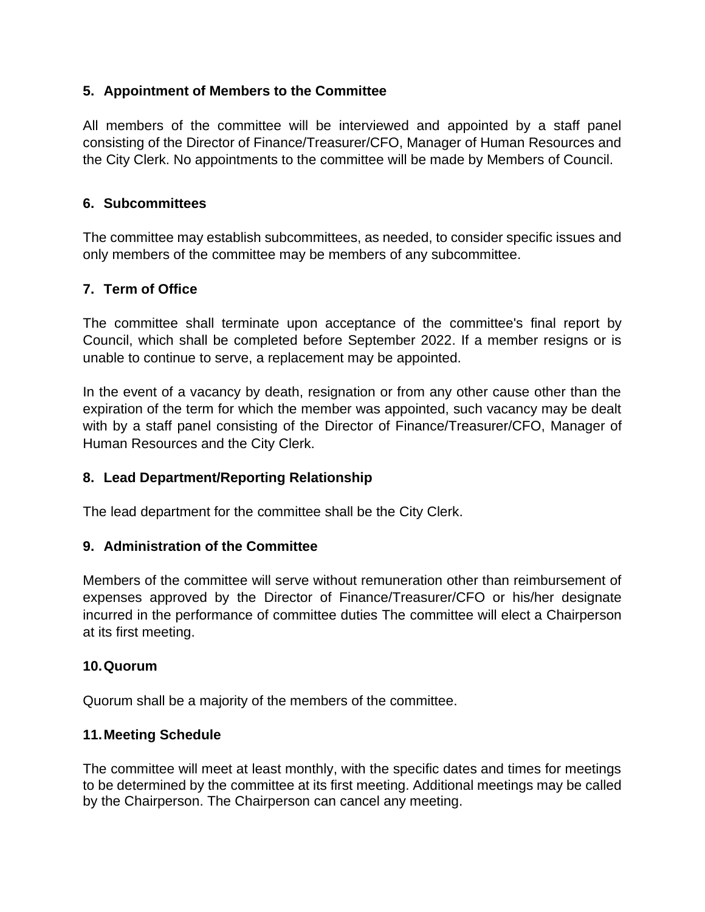## 5. Appointment of Members to the Committee

All members of the committee will be interviewed and appointed by a staff panel consisting of the Director of Finance/Treasurer/CFO, Manager of Human Resources and the City Clerk. No appointments to the committee will be made by Members of Council.

## 6. Subcommittees

The committee may establish subcommittees, as needed, to consider specific issues and only members of the committee may be members of any subcommittee.

## 7. Term of Office

The committee shall terminate upon acceptance of the committee's final report by Council, which shall be completed before September 2022. If a member resigns or is unable to continue to serve, a replacement may be appointed.

In the event of a vacancy by death, resignation or from any other cause other than the expiration of the term for which the member was appointed, such vacancy may be dealt with by a staff panel consisting of the Director of Finance/Treasurer/CFO, Manager of Human Resources and the City Clerk.

## 8. Lead Department/Reporting Relationship

The lead department for the committee shall be the City Clerk.

## 9. Administration of the Committee

Members of the committee will serve without remuneration other than reimbursement of expenses approved by the Director of Finance/Treasurer/CFO or his/her designate incurred in the performance of committee duties The committee will elect a Chairperson at its first meeting.

## 10. Quorum

Quorum shall be a majority of the members of the committee.

## 11. Meeting Schedule

The committee will meet at least monthly, with the specific dates and times for meetings to be determined by the committee at its first meeting. Additional meetings may be called by the Chairperson. The Chairperson can cancel any meeting.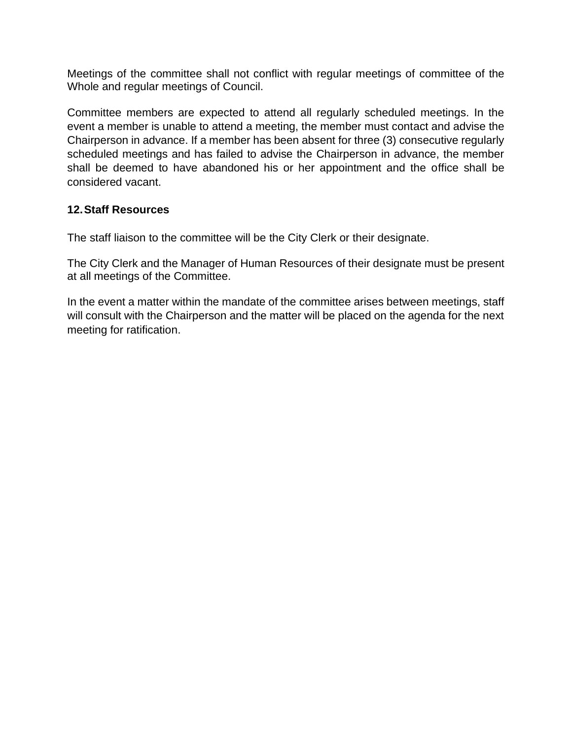Meetings of the committee shall not conflict with regular meetings of committee of the Whole and regular meetings of Council.

Committee members are expected to attend all regularly scheduled meetings. In the event a member is unable to attend a meeting, the member must contact and advise the Chairperson in advance. If a member has been absent for three (3) consecutive regularly scheduled meetings and has failed to advise the Chairperson in advance, the member shall be deemed to have abandoned his or her appointment and the office shall be considered vacant.

## 12. Staff Resources

The staff liaison to the committee will be the City Clerk or their designate.

The City Clerk and the Manager of Human Resources of their designate must be present at all meetings of the Committee.

In the event a matter within the mandate of the committee arises between meetings, staff will consult with the Chairperson and the matter will be placed on the agenda for the next meeting for ratification.